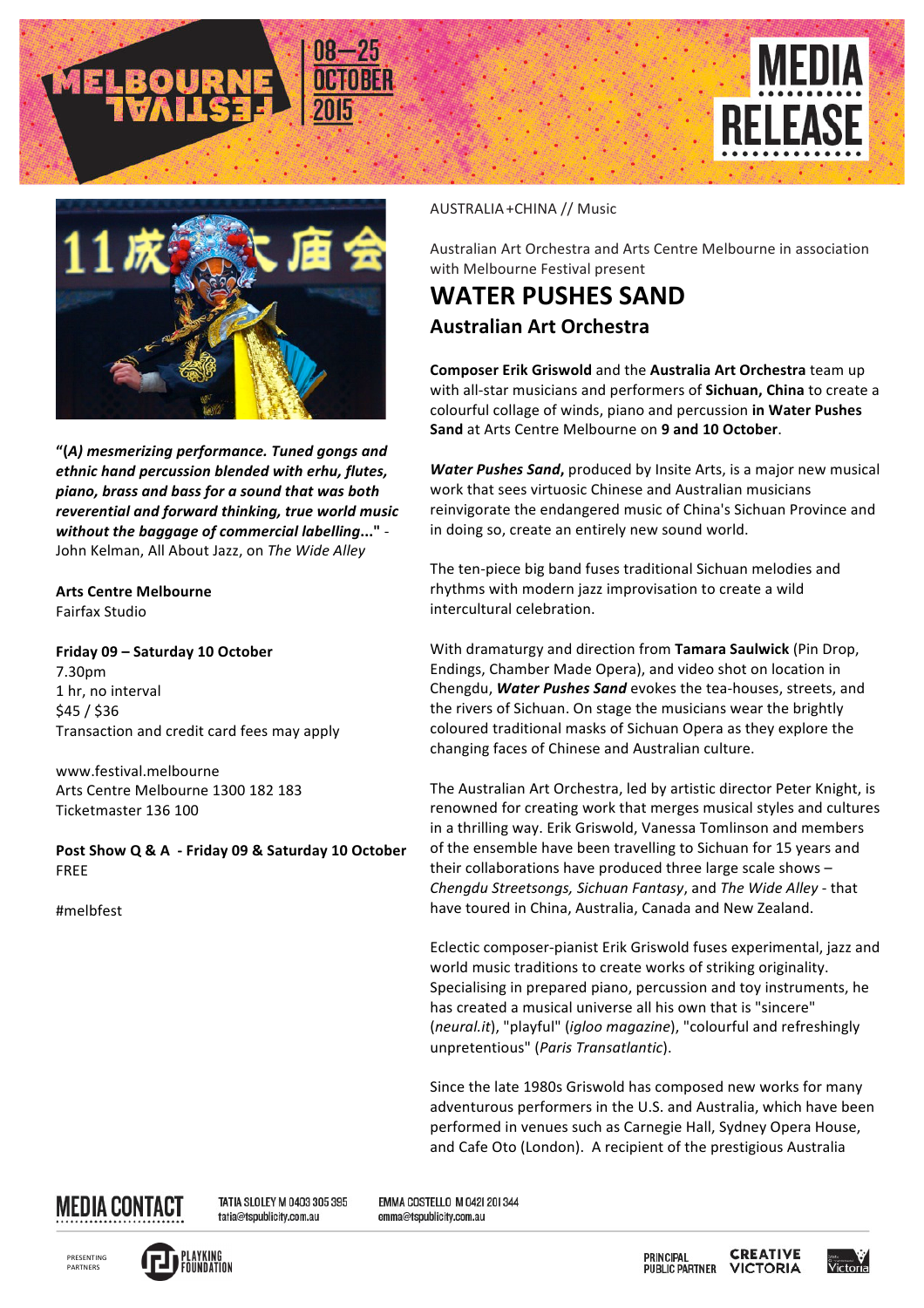MELBOURNE FESTIVAL 08—25 OCTOBER 2015

MEDIA RELEASE

"(A) mesmerizing performance. Tuned gongs and ethnic hand percussion blended with erhu, flutes, piano, brass and bass for a sound that was both reverential and forward thinking, true world music without the baggage of commercial labelling..." - John Kelman, All About Jazz, on *The Wide Alley*

**Arts Centre Melbourne**
Fairfax Studio

**Friday 09 – Saturday 10 October**
7.30pm
1 hr, no interval
$45 / $36
Transaction and credit card fees may apply

www.festival.melbourne
Arts Centre Melbourne 1300 182 183
Ticketmaster 136 100

**Post Show Q & A - Friday 09 & Saturday 10 October**
FREE

#melbfest

AUSTRALIA+CHINA // Music

Australian Art Orchestra and Arts Centre Melbourne in association with Melbourne Festival present

# WATER PUSHES SAND

## Australian Art Orchestra

**Composer Erik Griswold** and the **Australia Art Orchestra** team up with all-star musicians and performers of **Sichuan, China** to create a colourful collage of winds, piano and percussion **in Water Pushes Sand** at Arts Centre Melbourne on **9 and 10 October**.

***Water Pushes Sand***, produced by Insite Arts, is a major new musical work that sees virtuosic Chinese and Australian musicians reinvigorate the endangered music of China's Sichuan Province and in doing so, create an entirely new sound world.

The ten-piece big band fuses traditional Sichuan melodies and rhythms with modern jazz improvisation to create a wild intercultural celebration.

With dramaturgy and direction from **Tamara Saulwick** (Pin Drop, Endings, Chamber Made Opera), and video shot on location in Chengdu, ***Water Pushes Sand*** evokes the tea-houses, streets, and the rivers of Sichuan. On stage the musicians wear the brightly coloured traditional masks of Sichuan Opera as they explore the changing faces of Chinese and Australian culture.

The Australian Art Orchestra, led by artistic director Peter Knight, is renowned for creating work that merges musical styles and cultures in a thrilling way. Erik Griswold, Vanessa Tomlinson and members of the ensemble have been travelling to Sichuan for 15 years and their collaborations have produced three large scale shows – *Chengdu Streetsongs, Sichuan Fantasy*, and *The Wide Alley* - that have toured in China, Australia, Canada and New Zealand.

Eclectic composer-pianist Erik Griswold fuses experimental, jazz and world music traditions to create works of striking originality. Specialising in prepared piano, percussion and toy instruments, he has created a musical universe all his own that is "sincere" (*neural.it*), "playful" (*igloo magazine*), "colourful and refreshingly unpretentious" (*Paris Transatlantic*).

Since the late 1980s Griswold has composed new works for many adventurous performers in the U.S. and Australia, which have been performed in venues such as Carnegie Hall, Sydney Opera House, and Cafe Oto (London). A recipient of the prestigious Australia

MEDIA CONTACT

TATIA SLOLEY M 0403 305 395
tatia@tspublicity.com.au

EMMA COSTELLO M 0421 201 344
emma@tspublicity.com.au

PRESENTING PARTNERS PLAYKING FOUNDATION

PRINCIPAL PUBLIC PARTNER CREATIVE VICTORIA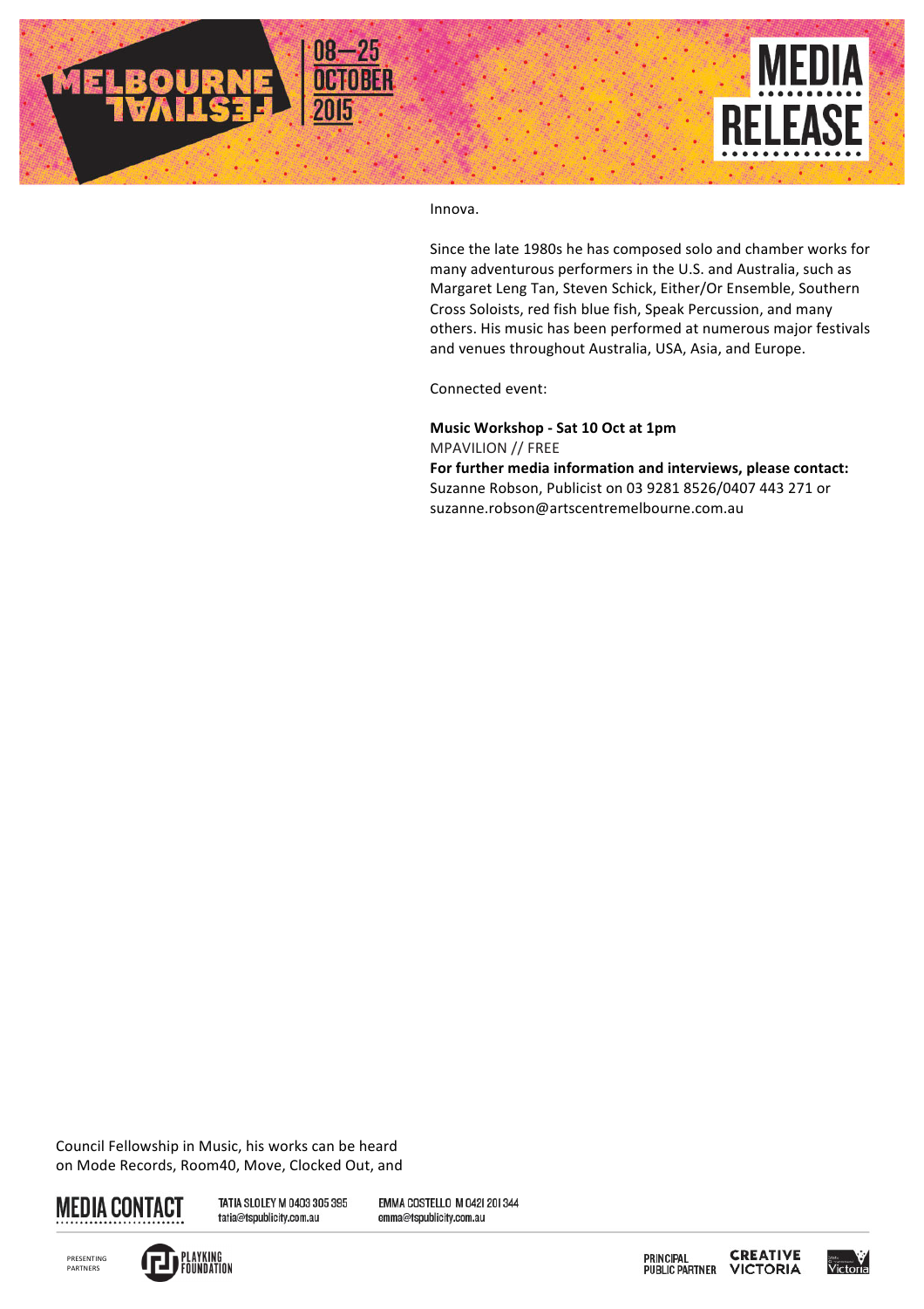Innova.

Since the late 1980s he has composed solo and chamber works for many adventurous performers in the U.S. and Australia, such as Margaret Leng Tan, Steven Schick, Either/Or Ensemble, Southern Cross Soloists, red fish blue fish, Speak Percussion, and many others. His music has been performed at numerous major festivals and venues throughout Australia, USA, Asia, and Europe.

Connected event:

**Music Workshop - Sat 10 Oct at 1pm**
MPAVILION // FREE
**For further media information and interviews, please contact:**
Suzanne Robson, Publicist on 03 9281 8526/0407 443 271 or suzanne.robson@artscentremelbourne.com.au

Council Fellowship in Music, his works can be heard on Mode Records, Room40, Move, Clocked Out, and

**MEDIA CONTACT**

TATIA SLOLEY M 0403 305 395
tatia@tspublicity.com.au

EMMA COSTELLO M 0421 201 344
emma@tspublicity.com.au